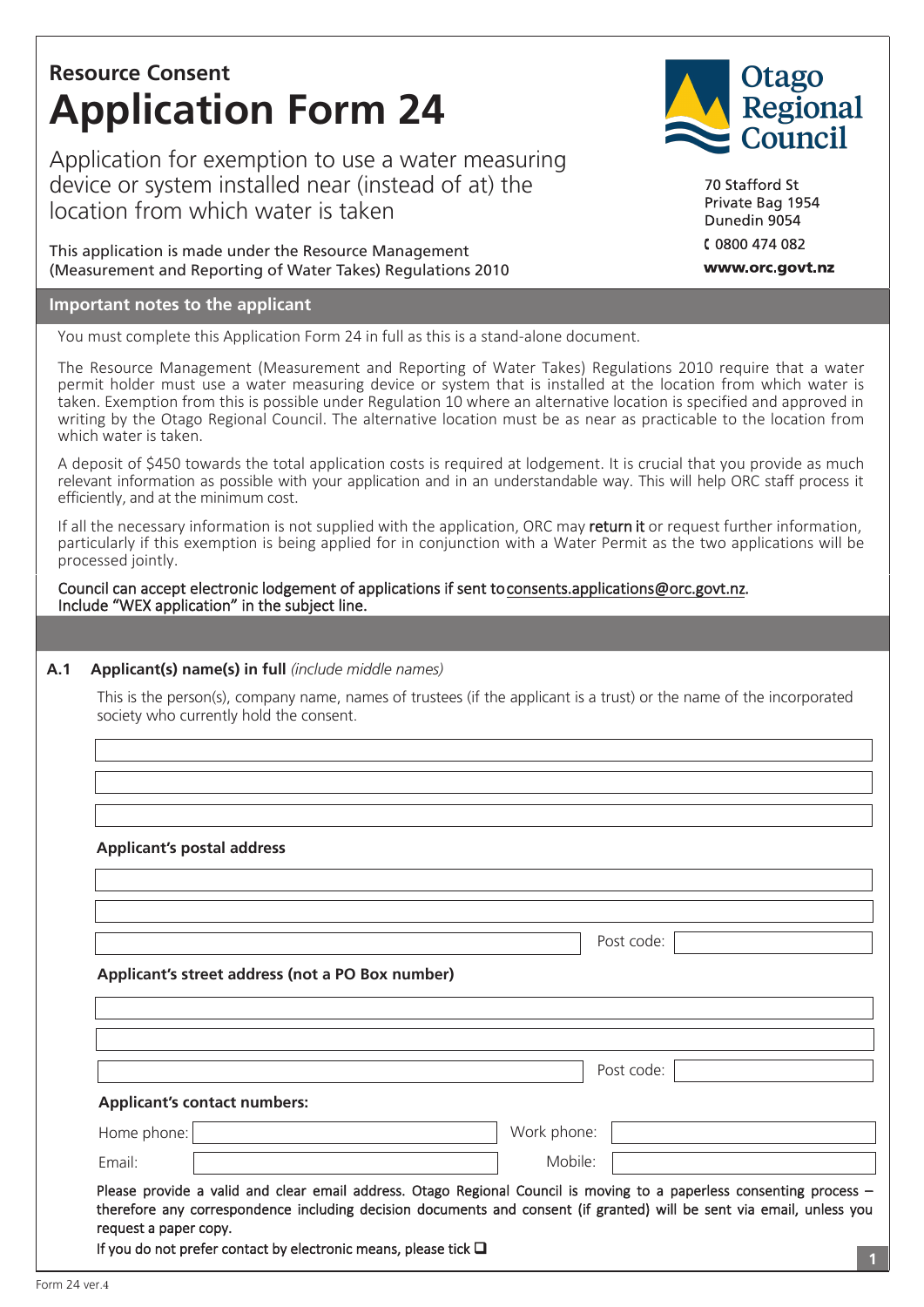# Resource Consent

# Application Form 24

Application for exemption to use a water measuring device or system installed near (instead of at) the location from which water is taken

This application is made under the Resource Management (Measurement and Reporting of Water Takes) Regulations 2010

Otago Regional Council

70 Stafford St
Private Bag 1954
Dunedin 9054
0800 474 082
**www.orc.govt.nz**

## Important notes to the applicant

You must complete this Application Form 24 in full as this is a stand-alone document.

The Resource Management (Measurement and Reporting of Water Takes) Regulations 2010 require that a water permit holder must use a water measuring device or system that is installed at the location from which water is taken. Exemption from this is possible under Regulation 10 where an alternative location is specified and approved in writing by the Otago Regional Council. The alternative location must be as near as practicable to the location from which water is taken.

A deposit of $450 towards the total application costs is required at lodgement. It is crucial that you provide as much relevant information as possible with your application and in an understandable way. This will help ORC staff process it efficiently, and at the minimum cost.

If all the necessary information is not supplied with the application, ORC may return it or request further information, particularly if this exemption is being applied for in conjunction with a Water Permit as the two applications will be processed jointly.

Council can accept electronic lodgement of applications if sent to consents.applications@orc.govt.nz. Include "WEX application" in the subject line.

**A.1 Applicant(s) name(s) in full** *(include middle names)*

This is the person(s), company name, names of trustees (if the applicant is a trust) or the name of the incorporated society who currently hold the consent.

**Applicant's postal address**

Post code:

**Applicant's street address (not a PO Box number)**

Post code:

**Applicant's contact numbers:**

Home phone: Work phone:

Email: Mobile:

Please provide a valid and clear email address. Otago Regional Council is moving to a paperless consenting process – therefore any correspondence including decision documents and consent (if granted) will be sent via email, unless you request a paper copy.

If you do not prefer contact by electronic means, please tick ☐

Form 24 ver.4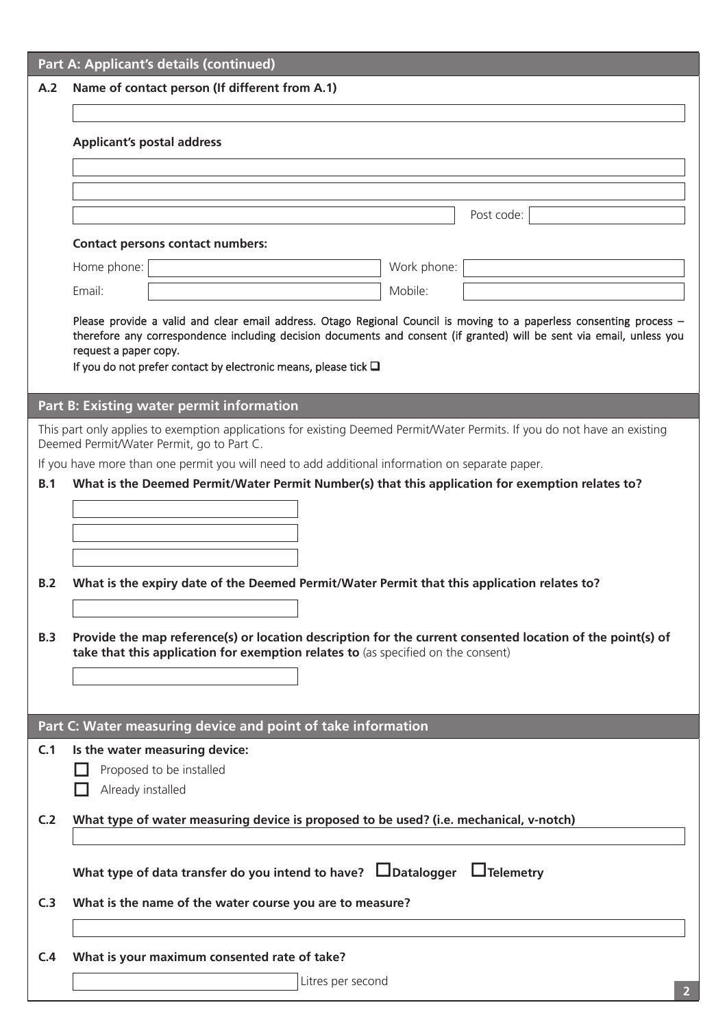## Part A: Applicant's details (continued)

**A.2 Name of contact person (If different from A.1)**

**Applicant's postal address**

Post code:

**Contact persons contact numbers:**

Home phone: Work phone:

Email: Mobile:

Please provide a valid and clear email address. Otago Regional Council is moving to a paperless consenting process – therefore any correspondence including decision documents and consent (if granted) will be sent via email, unless you request a paper copy.

If you do not prefer contact by electronic means, please tick ☐

## Part B: Existing water permit information

This part only applies to exemption applications for existing Deemed Permit/Water Permits. If you do not have an existing Deemed Permit/Water Permit, go to Part C.

If you have more than one permit you will need to add additional information on separate paper.

**B.1 What is the Deemed Permit/Water Permit Number(s) that this application for exemption relates to?**

**B.2 What is the expiry date of the Deemed Permit/Water Permit that this application relates to?**

**B.3 Provide the map reference(s) or location description for the current consented location of the point(s) of take that this application for exemption relates to** (as specified on the consent)

## Part C: Water measuring device and point of take information

**C.1 Is the water measuring device:**

☐ Proposed to be installed

☐ Already installed

**C.2 What type of water measuring device is proposed to be used? (i.e. mechanical, v-notch)**

**What type of data transfer do you intend to have?** ☐ **Datalogger** ☐ **Telemetry**

**C.3 What is the name of the water course you are to measure?**

**C.4 What is your maximum consented rate of take?**

Litres per second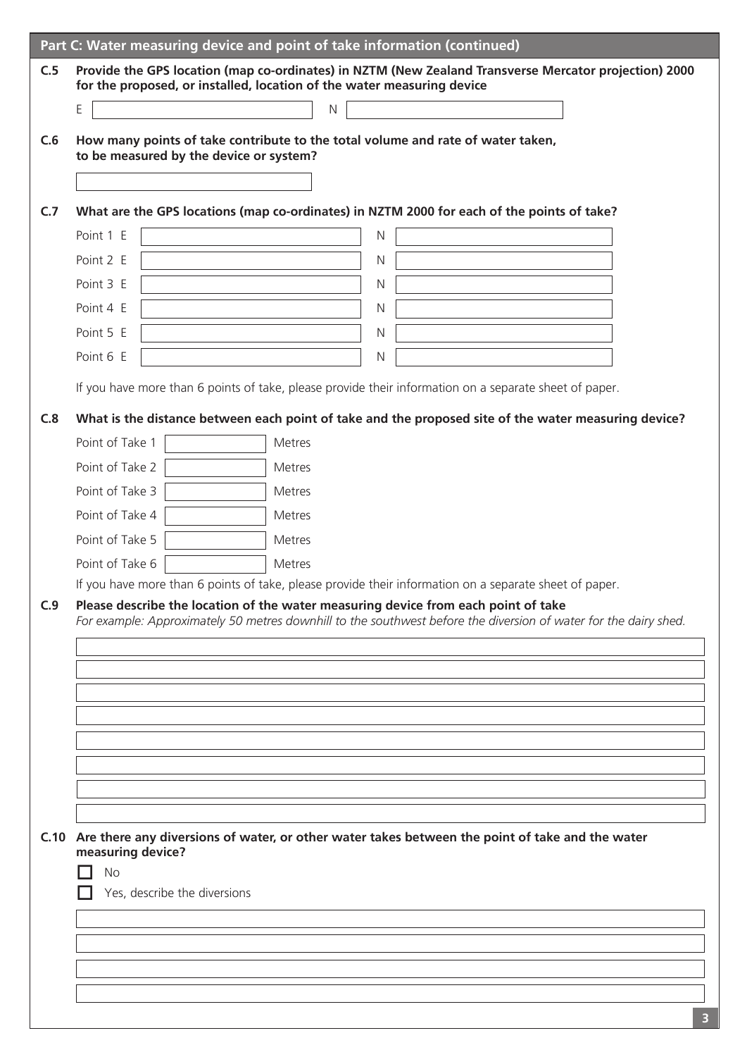## Part C: Water measuring device and point of take information (continued)

**C.5 Provide the GPS location (map co-ordinates) in NZTM (New Zealand Transverse Mercator projection) 2000 for the proposed, or installed, location of the water measuring device**

E \_\_\_\_\_\_\_\_\_\_ N \_\_\_\_\_\_\_\_\_\_

**C.6 How many points of take contribute to the total volume and rate of water taken, to be measured by the device or system?**

\_\_\_\_\_\_\_\_\_\_

**C.7 What are the GPS locations (map co-ordinates) in NZTM 2000 for each of the points of take?**

| | E | N |
|---|---|---|
| Point 1 | | |
| Point 2 | | |
| Point 3 | | |
| Point 4 | | |
| Point 5 | | |
| Point 6 | | |

If you have more than 6 points of take, please provide their information on a separate sheet of paper.

**C.8 What is the distance between each point of take and the proposed site of the water measuring device?**

| | | |
|---|---|---|
| Point of Take 1 | | Metres |
| Point of Take 2 | | Metres |
| Point of Take 3 | | Metres |
| Point of Take 4 | | Metres |
| Point of Take 5 | | Metres |
| Point of Take 6 | | Metres |

If you have more than 6 points of take, please provide their information on a separate sheet of paper.

**C.9 Please describe the location of the water measuring device from each point of take**

*For example: Approximately 50 metres downhill to the southwest before the diversion of water for the dairy shed.*

\_\_\_\_\_\_\_\_\_\_

**C.10 Are there any diversions of water, or other water takes between the point of take and the water measuring device?**

☐ No

☐ Yes, describe the diversions

\_\_\_\_\_\_\_\_\_\_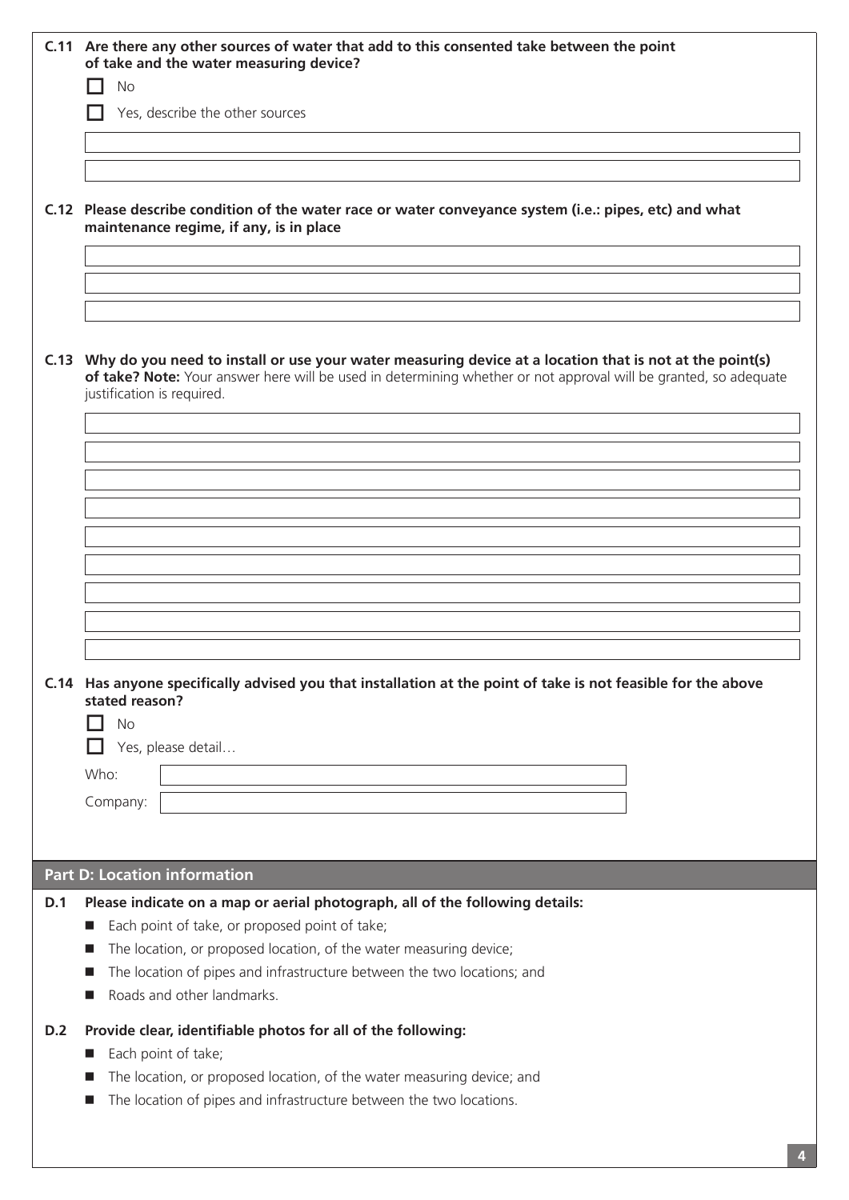**C.11 Are there any other sources of water that add to this consented take between the point of take and the water measuring device?**

- ☐ No
- ☐ Yes, describe the other sources

**C.12 Please describe condition of the water race or water conveyance system (i.e.: pipes, etc) and what maintenance regime, if any, is in place**

**C.13 Why do you need to install or use your water measuring device at a location that is not at the point(s) of take? Note:** Your answer here will be used in determining whether or not approval will be granted, so adequate justification is required.

**C.14 Has anyone specifically advised you that installation at the point of take is not feasible for the above stated reason?**

- ☐ No
- ☐ Yes, please detail…

Who:

Company:

## Part D: Location information

**D.1 Please indicate on a map or aerial photograph, all of the following details:**

- Each point of take, or proposed point of take;
- The location, or proposed location, of the water measuring device;
- The location of pipes and infrastructure between the two locations; and
- Roads and other landmarks.

**D.2 Provide clear, identifiable photos for all of the following:**

- Each point of take;
- The location, or proposed location, of the water measuring device; and
- The location of pipes and infrastructure between the two locations.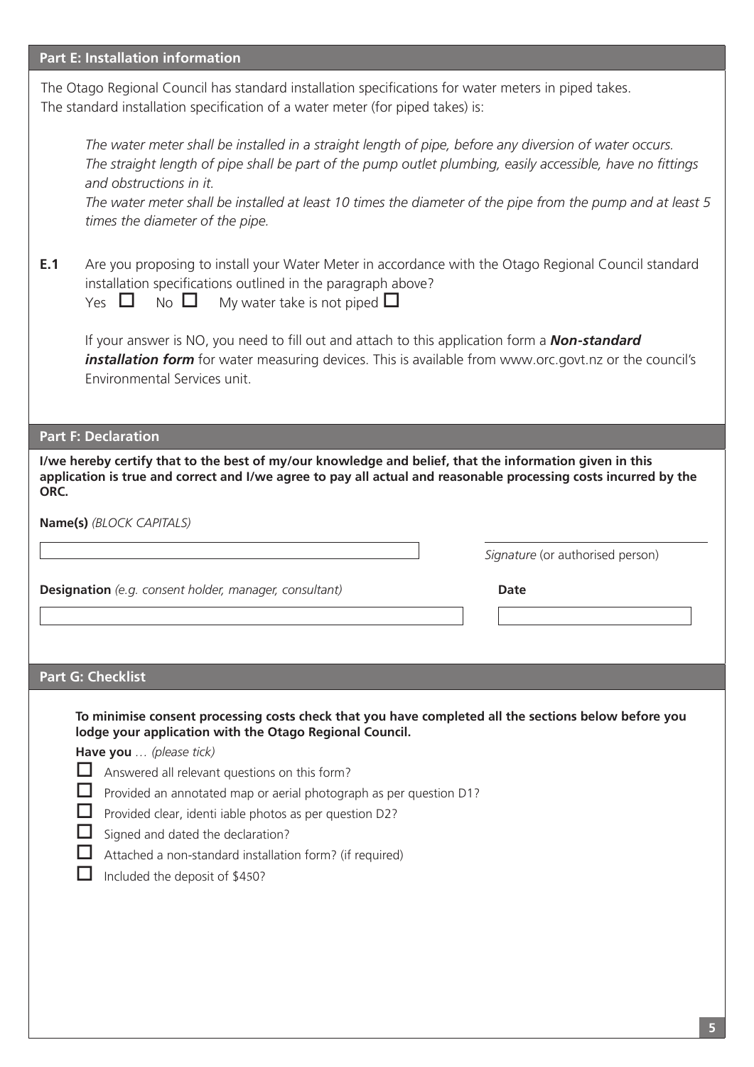## Part E: Installation information

The Otago Regional Council has standard installation specifications for water meters in piped takes.
The standard installation specification of a water meter (for piped takes) is:

*The water meter shall be installed in a straight length of pipe, before any diversion of water occurs. The straight length of pipe shall be part of the pump outlet plumbing, easily accessible, have no fittings and obstructions in it.*
*The water meter shall be installed at least 10 times the diameter of the pipe from the pump and at least 5 times the diameter of the pipe.*

**E.1** Are you proposing to install your Water Meter in accordance with the Otago Regional Council standard installation specifications outlined in the paragraph above?
Yes ☐ No ☐ My water take is not piped ☐

If your answer is NO, you need to fill out and attach to this application form a ***Non-standard installation form*** for water measuring devices. This is available from www.orc.govt.nz or the council's Environmental Services unit.

## Part F: Declaration

**I/we hereby certify that to the best of my/our knowledge and belief, that the information given in this application is true and correct and I/we agree to pay all actual and reasonable processing costs incurred by the ORC.**

**Name(s)** *(BLOCK CAPITALS)*

*Signature* (or authorised person)

**Designation** *(e.g. consent holder, manager, consultant)*

**Date**

## Part G: Checklist

**To minimise consent processing costs check that you have completed all the sections below before you lodge your application with the Otago Regional Council.**

**Have you** … *(please tick)*

- ☐ Answered all relevant questions on this form?
- ☐ Provided an annotated map or aerial photograph as per question D1?
- ☐ Provided clear, identi iable photos as per question D2?
- ☐ Signed and dated the declaration?
- ☐ Attached a non-standard installation form? (if required)
- ☐ Included the deposit of $450?